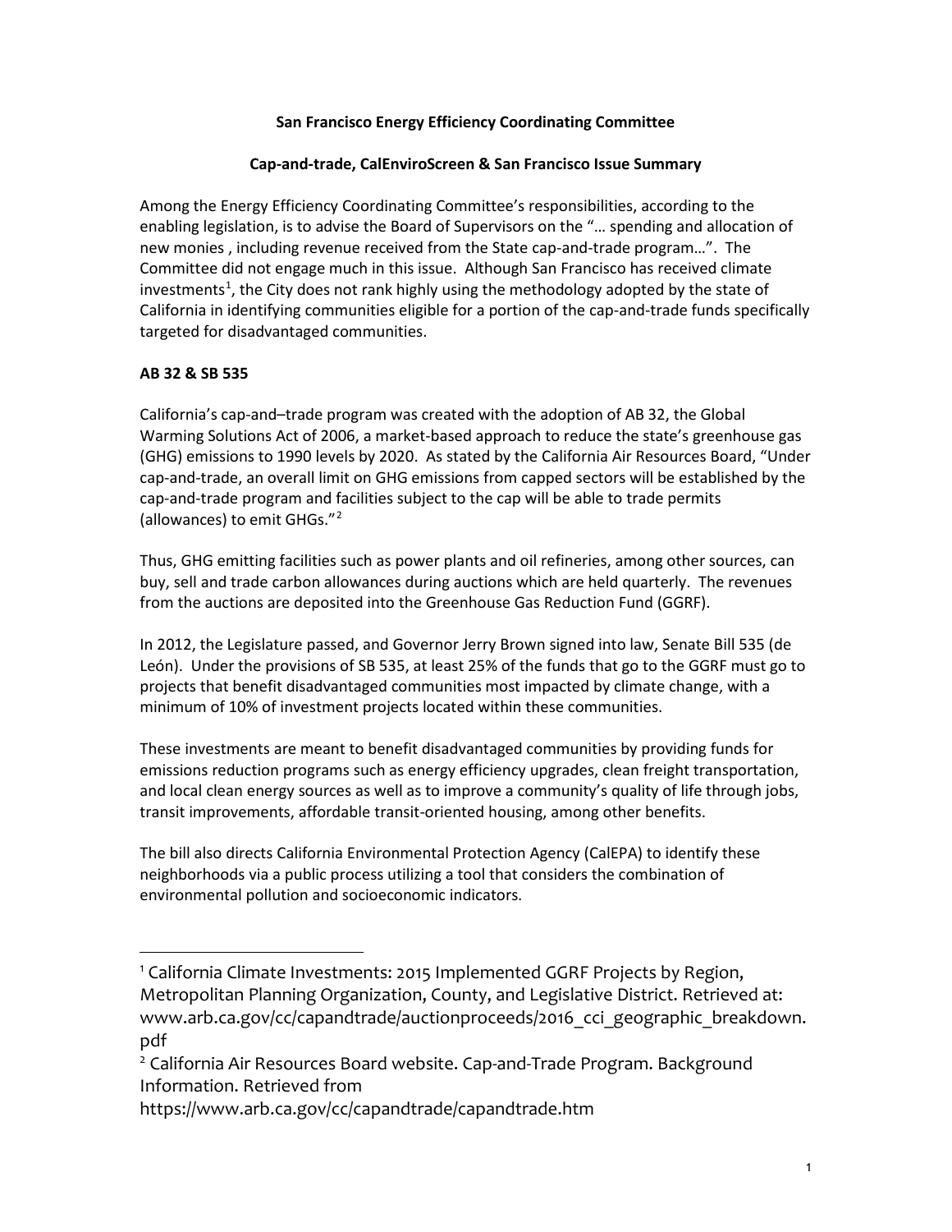**San Francisco Energy Efficiency Coordinating Committee**

**Cap-and-trade, CalEnviroScreen & San Francisco Issue Summary**

Among the Energy Efficiency Coordinating Committee's responsibilities, according to the enabling legislation, is to advise the Board of Supervisors on the "… spending and allocation of new monies , including revenue received from the State cap-and-trade program…". The Committee did not engage much in this issue. Although San Francisco has received climate investments[1], the City does not rank highly using the methodology adopted by the state of California in identifying communities eligible for a portion of the cap-and-trade funds specifically targeted for disadvantaged communities.

**AB 32 & SB 535**

California's cap-and–trade program was created with the adoption of AB 32, the Global Warming Solutions Act of 2006, a market-based approach to reduce the state's greenhouse gas (GHG) emissions to 1990 levels by 2020. As stated by the California Air Resources Board, "Under cap-and-trade, an overall limit on GHG emissions from capped sectors will be established by the cap-and-trade program and facilities subject to the cap will be able to trade permits (allowances) to emit GHGs."[2]

Thus, GHG emitting facilities such as power plants and oil refineries, among other sources, can buy, sell and trade carbon allowances during auctions which are held quarterly. The revenues from the auctions are deposited into the Greenhouse Gas Reduction Fund (GGRF).

In 2012, the Legislature passed, and Governor Jerry Brown signed into law, Senate Bill 535 (de León). Under the provisions of SB 535, at least 25% of the funds that go to the GGRF must go to projects that benefit disadvantaged communities most impacted by climate change, with a minimum of 10% of investment projects located within these communities.

These investments are meant to benefit disadvantaged communities by providing funds for emissions reduction programs such as energy efficiency upgrades, clean freight transportation, and local clean energy sources as well as to improve a community's quality of life through jobs, transit improvements, affordable transit-oriented housing, among other benefits.

The bill also directs California Environmental Protection Agency (CalEPA) to identify these neighborhoods via a public process utilizing a tool that considers the combination of environmental pollution and socioeconomic indicators.

---

[1] California Climate Investments: 2015 Implemented GGRF Projects by Region, Metropolitan Planning Organization, County, and Legislative District. Retrieved at: www.arb.ca.gov/cc/capandtrade/auctionproceeds/2016_cci_geographic_breakdown.pdf

[2] California Air Resources Board website. Cap-and-Trade Program. Background Information. Retrieved from https://www.arb.ca.gov/cc/capandtrade/capandtrade.htm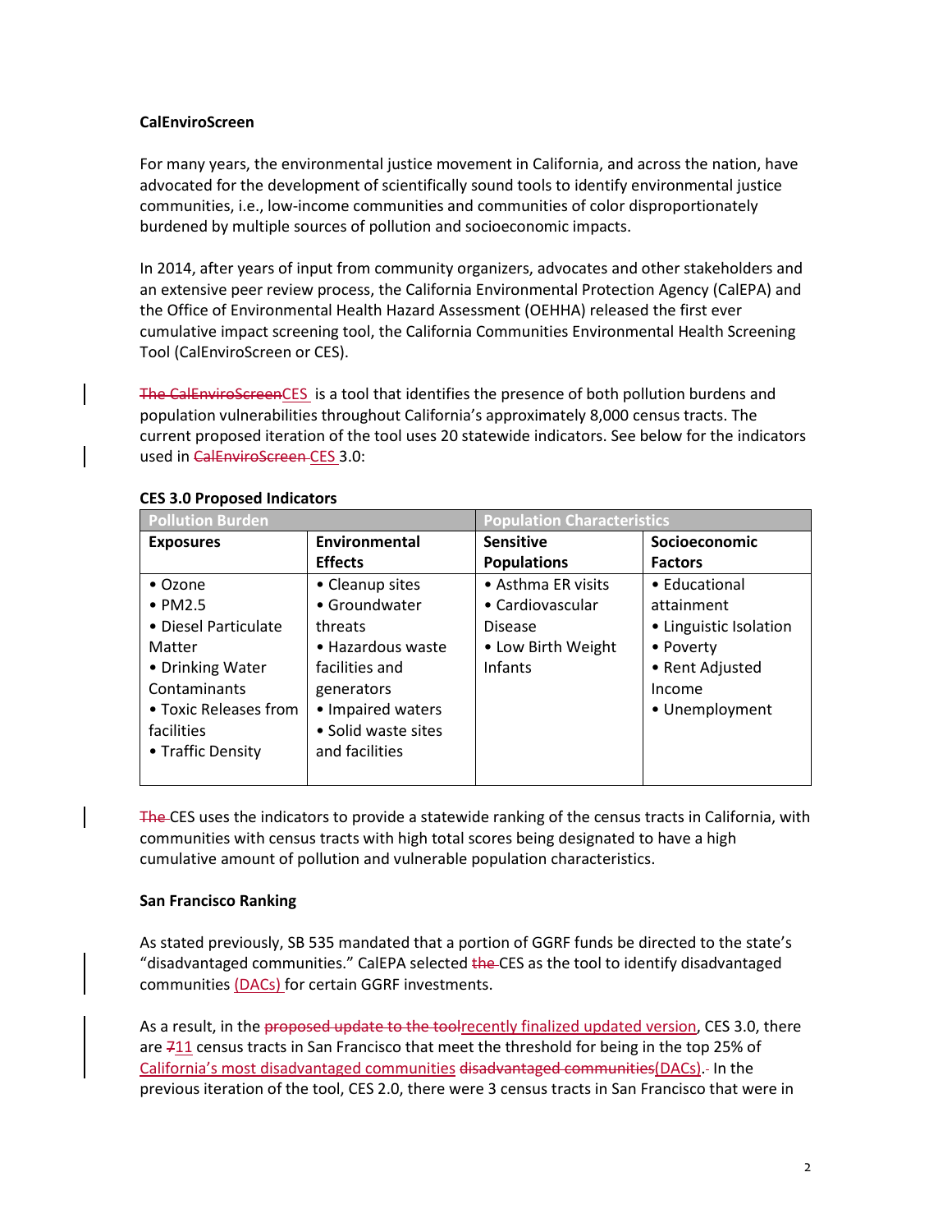**CalEnviroScreen**

For many years, the environmental justice movement in California, and across the nation, have advocated for the development of scientifically sound tools to identify environmental justice communities, i.e., low-income communities and communities of color disproportionately burdened by multiple sources of pollution and socioeconomic impacts.

In 2014, after years of input from community organizers, advocates and other stakeholders and an extensive peer review process, the California Environmental Protection Agency (CalEPA) and the Office of Environmental Health Hazard Assessment (OEHHA) released the first ever cumulative impact screening tool, the California Communities Environmental Health Screening Tool (CalEnviroScreen or CES).

~~The CalEnviroScreen~~CES is a tool that identifies the presence of both pollution burdens and population vulnerabilities throughout California's approximately 8,000 census tracts. The current proposed iteration of the tool uses 20 statewide indicators. See below for the indicators used in ~~CalEnviroScreen~~ CES 3.0:

**CES 3.0 Proposed Indicators**

| Pollution Burden | | Population Characteristics | |
|---|---|---|---|
| **Exposures** | **Environmental Effects** | **Sensitive Populations** | **Socioeconomic Factors** |
| • Ozone<br>• PM2.5<br>• Diesel Particulate Matter<br>• Drinking Water Contaminants<br>• Toxic Releases from facilities<br>• Traffic Density | • Cleanup sites<br>• Groundwater threats<br>• Hazardous waste facilities and generators<br>• Impaired waters<br>• Solid waste sites and facilities | • Asthma ER visits<br>• Cardiovascular Disease<br>• Low Birth Weight Infants | • Educational attainment<br>• Linguistic Isolation<br>• Poverty<br>• Rent Adjusted Income<br>• Unemployment |

~~The~~ CES uses the indicators to provide a statewide ranking of the census tracts in California, with communities with census tracts with high total scores being designated to have a high cumulative amount of pollution and vulnerable population characteristics.

**San Francisco Ranking**

As stated previously, SB 535 mandated that a portion of GGRF funds be directed to the state's "disadvantaged communities." CalEPA selected ~~the~~ CES as the tool to identify disadvantaged communities (DACs) for certain GGRF investments.

As a result, in the ~~proposed update to the tool~~recently finalized updated version, CES 3.0, there are ~~7~~11 census tracts in San Francisco that meet the threshold for being in the top 25% of California's most disadvantaged communities ~~disadvantaged communities(DACs)~~. In the previous iteration of the tool, CES 2.0, there were 3 census tracts in San Francisco that were in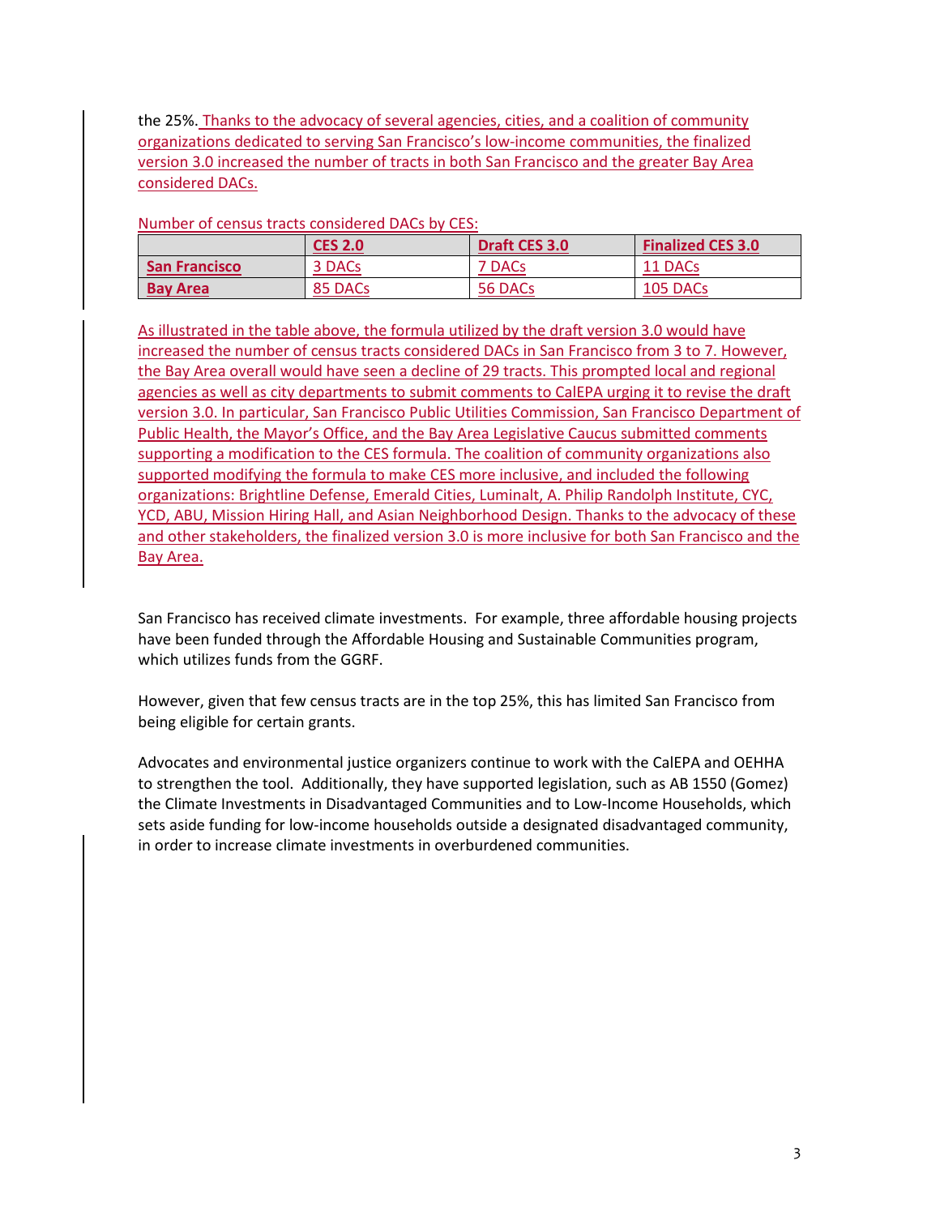the 25%. Thanks to the advocacy of several agencies, cities, and a coalition of community organizations dedicated to serving San Francisco's low-income communities, the finalized version 3.0 increased the number of tracts in both San Francisco and the greater Bay Area considered DACs.

Number of census tracts considered DACs by CES:

| | **CES 2.0** | **Draft CES 3.0** | **Finalized CES 3.0** |
|---|---|---|---|
| **San Francisco** | 3 DACs | 7 DACs | 11 DACs |
| **Bay Area** | 85 DACs | 56 DACs | 105 DACs |

As illustrated in the table above, the formula utilized by the draft version 3.0 would have increased the number of census tracts considered DACs in San Francisco from 3 to 7. However, the Bay Area overall would have seen a decline of 29 tracts. This prompted local and regional agencies as well as city departments to submit comments to CalEPA urging it to revise the draft version 3.0. In particular, San Francisco Public Utilities Commission, San Francisco Department of Public Health, the Mayor's Office, and the Bay Area Legislative Caucus submitted comments supporting a modification to the CES formula. The coalition of community organizations also supported modifying the formula to make CES more inclusive, and included the following organizations: Brightline Defense, Emerald Cities, Luminalt, A. Philip Randolph Institute, CYC, YCD, ABU, Mission Hiring Hall, and Asian Neighborhood Design. Thanks to the advocacy of these and other stakeholders, the finalized version 3.0 is more inclusive for both San Francisco and the Bay Area.

San Francisco has received climate investments. For example, three affordable housing projects have been funded through the Affordable Housing and Sustainable Communities program, which utilizes funds from the GGRF.

However, given that few census tracts are in the top 25%, this has limited San Francisco from being eligible for certain grants.

Advocates and environmental justice organizers continue to work with the CalEPA and OEHHA to strengthen the tool. Additionally, they have supported legislation, such as AB 1550 (Gomez) the Climate Investments in Disadvantaged Communities and to Low-Income Households, which sets aside funding for low-income households outside a designated disadvantaged community, in order to increase climate investments in overburdened communities.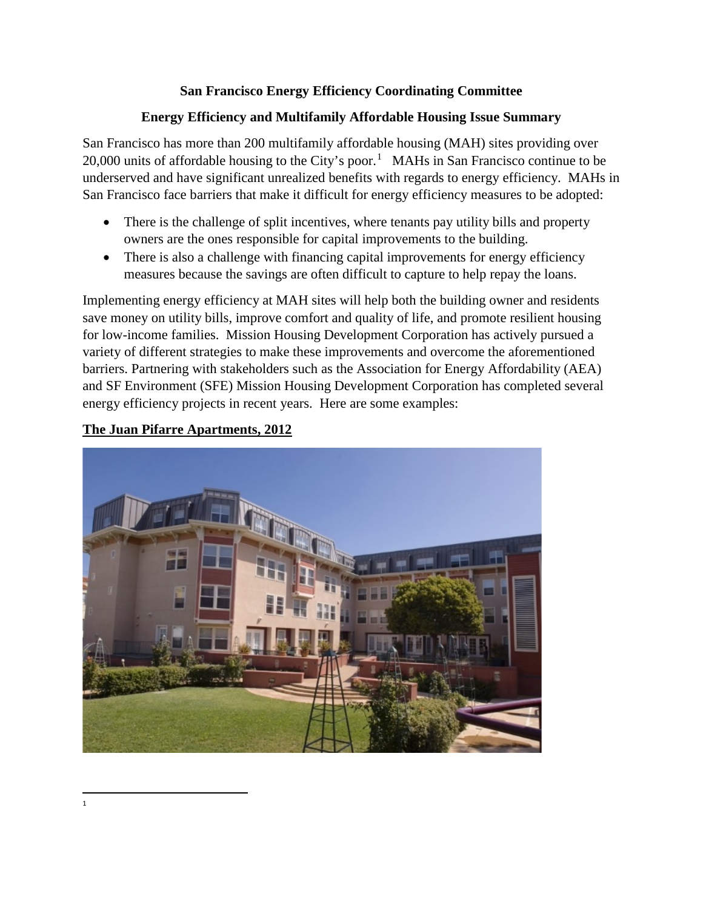**San Francisco Energy Efficiency Coordinating Committee**

**Energy Efficiency and Multifamily Affordable Housing Issue Summary**

San Francisco has more than 200 multifamily affordable housing (MAH) sites providing over 20,000 units of affordable housing to the City's poor.[1] MAHs in San Francisco continue to be underserved and have significant unrealized benefits with regards to energy efficiency. MAHs in San Francisco face barriers that make it difficult for energy efficiency measures to be adopted:

- There is the challenge of split incentives, where tenants pay utility bills and property owners are the ones responsible for capital improvements to the building.
- There is also a challenge with financing capital improvements for energy efficiency measures because the savings are often difficult to capture to help repay the loans.

Implementing energy efficiency at MAH sites will help both the building owner and residents save money on utility bills, improve comfort and quality of life, and promote resilient housing for low-income families. Mission Housing Development Corporation has actively pursued a variety of different strategies to make these improvements and overcome the aforementioned barriers. Partnering with stakeholders such as the Association for Energy Affordability (AEA) and SF Environment (SFE) Mission Housing Development Corporation has completed several energy efficiency projects in recent years. Here are some examples:

**The Juan Pifarre Apartments, 2012**

[1]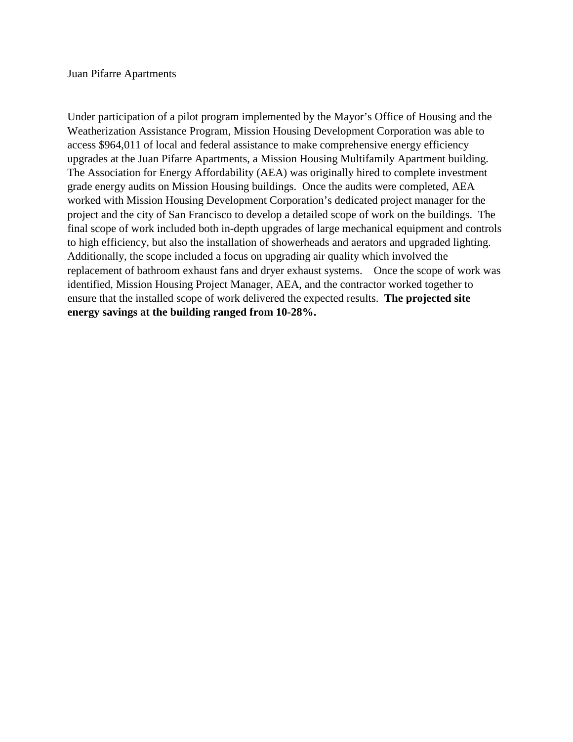Juan Pifarre Apartments

Under participation of a pilot program implemented by the Mayor's Office of Housing and the Weatherization Assistance Program, Mission Housing Development Corporation was able to access $964,011 of local and federal assistance to make comprehensive energy efficiency upgrades at the Juan Pifarre Apartments, a Mission Housing Multifamily Apartment building. The Association for Energy Affordability (AEA) was originally hired to complete investment grade energy audits on Mission Housing buildings. Once the audits were completed, AEA worked with Mission Housing Development Corporation's dedicated project manager for the project and the city of San Francisco to develop a detailed scope of work on the buildings. The final scope of work included both in-depth upgrades of large mechanical equipment and controls to high efficiency, but also the installation of showerheads and aerators and upgraded lighting. Additionally, the scope included a focus on upgrading air quality which involved the replacement of bathroom exhaust fans and dryer exhaust systems. Once the scope of work was identified, Mission Housing Project Manager, AEA, and the contractor worked together to ensure that the installed scope of work delivered the expected results. **The projected site energy savings at the building ranged from 10-28%.**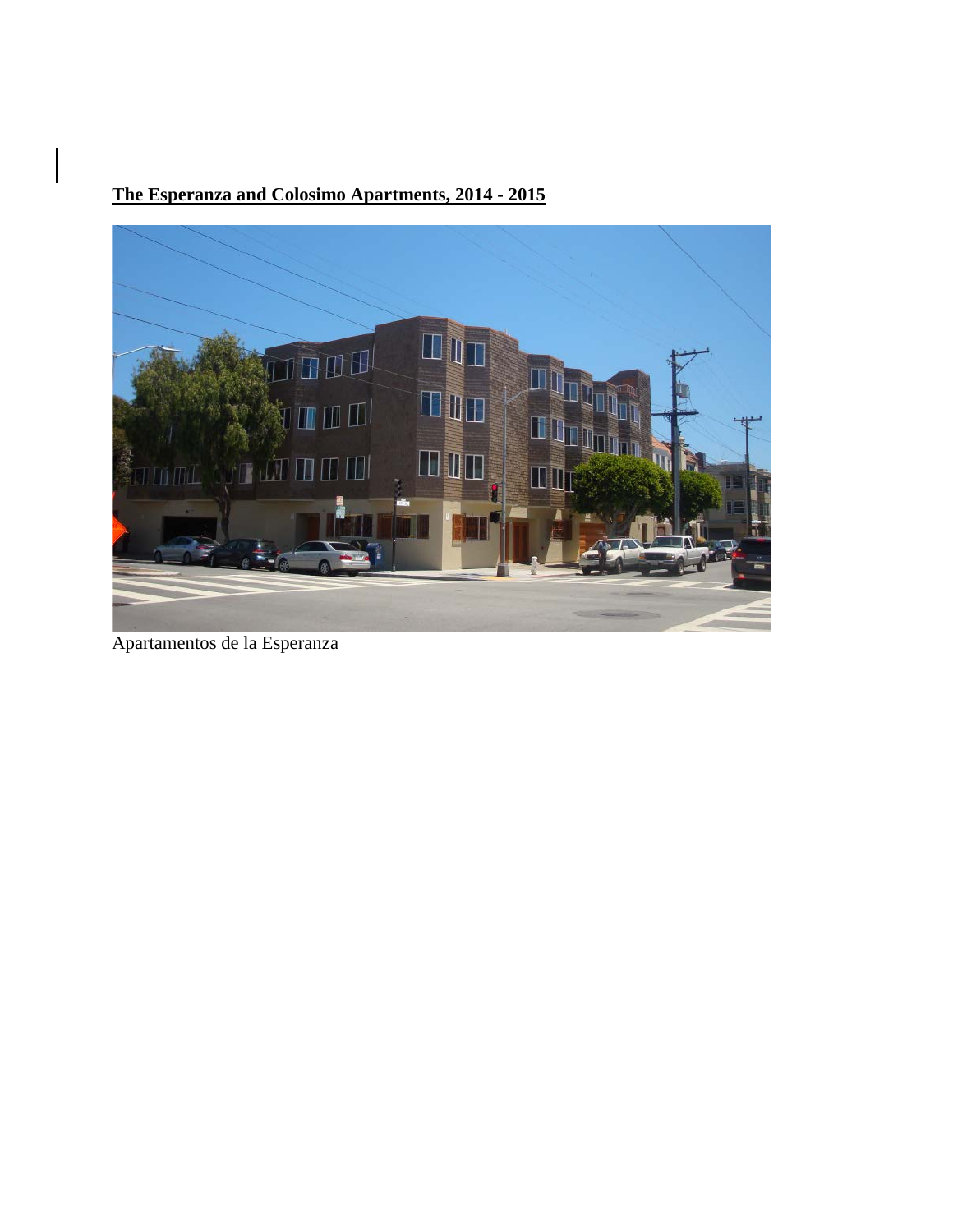**The Esperanza and Colosimo Apartments, 2014 - 2015**

Apartamentos de la Esperanza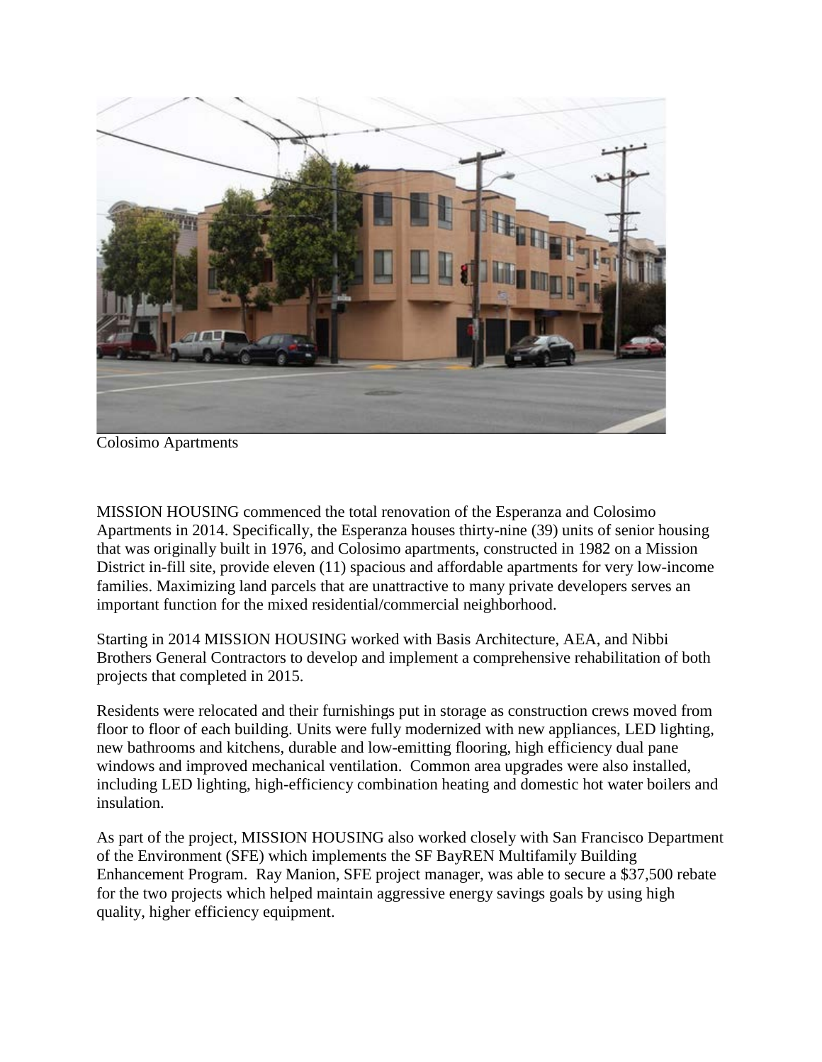Colosimo Apartments

MISSION HOUSING commenced the total renovation of the Esperanza and Colosimo Apartments in 2014. Specifically, the Esperanza houses thirty-nine (39) units of senior housing that was originally built in 1976, and Colosimo apartments, constructed in 1982 on a Mission District in-fill site, provide eleven (11) spacious and affordable apartments for very low-income families. Maximizing land parcels that are unattractive to many private developers serves an important function for the mixed residential/commercial neighborhood.

Starting in 2014 MISSION HOUSING worked with Basis Architecture, AEA, and Nibbi Brothers General Contractors to develop and implement a comprehensive rehabilitation of both projects that completed in 2015.

Residents were relocated and their furnishings put in storage as construction crews moved from floor to floor of each building. Units were fully modernized with new appliances, LED lighting, new bathrooms and kitchens, durable and low-emitting flooring, high efficiency dual pane windows and improved mechanical ventilation. Common area upgrades were also installed, including LED lighting, high-efficiency combination heating and domestic hot water boilers and insulation.

As part of the project, MISSION HOUSING also worked closely with San Francisco Department of the Environment (SFE) which implements the SF BayREN Multifamily Building Enhancement Program. Ray Manion, SFE project manager, was able to secure a $37,500 rebate for the two projects which helped maintain aggressive energy savings goals by using high quality, higher efficiency equipment.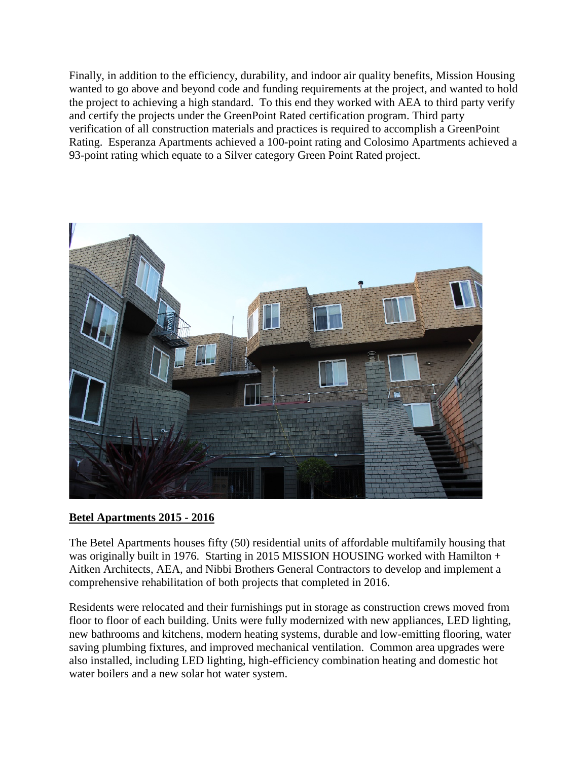Finally, in addition to the efficiency, durability, and indoor air quality benefits, Mission Housing wanted to go above and beyond code and funding requirements at the project, and wanted to hold the project to achieving a high standard. To this end they worked with AEA to third party verify and certify the projects under the GreenPoint Rated certification program. Third party verification of all construction materials and practices is required to accomplish a GreenPoint Rating. Esperanza Apartments achieved a 100-point rating and Colosimo Apartments achieved a 93-point rating which equate to a Silver category Green Point Rated project.

**Betel Apartments 2015 - 2016**

The Betel Apartments houses fifty (50) residential units of affordable multifamily housing that was originally built in 1976. Starting in 2015 MISSION HOUSING worked with Hamilton + Aitken Architects, AEA, and Nibbi Brothers General Contractors to develop and implement a comprehensive rehabilitation of both projects that completed in 2016.

Residents were relocated and their furnishings put in storage as construction crews moved from floor to floor of each building. Units were fully modernized with new appliances, LED lighting, new bathrooms and kitchens, modern heating systems, durable and low-emitting flooring, water saving plumbing fixtures, and improved mechanical ventilation. Common area upgrades were also installed, including LED lighting, high-efficiency combination heating and domestic hot water boilers and a new solar hot water system.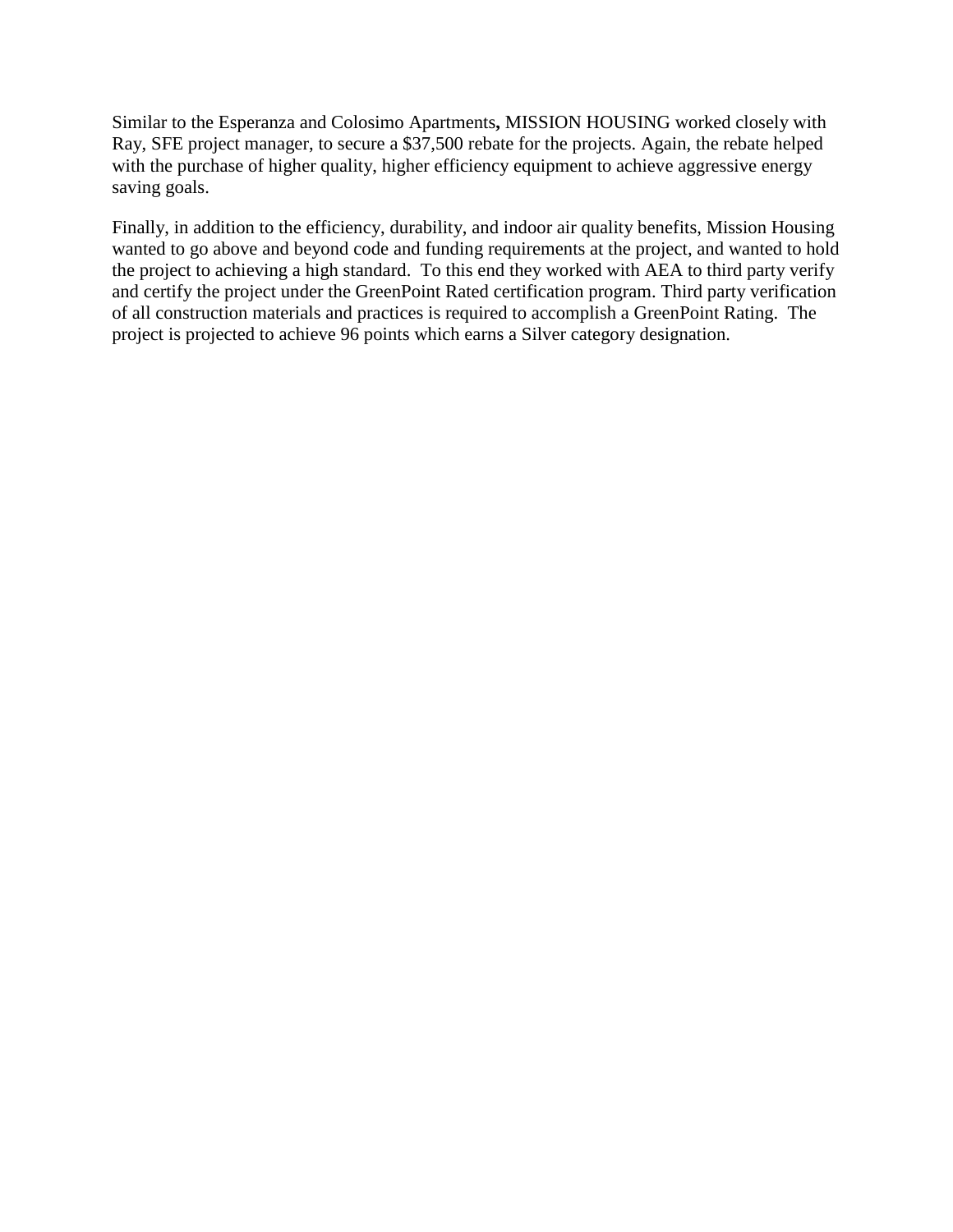Similar to the Esperanza and Colosimo Apartments**,** MISSION HOUSING worked closely with Ray, SFE project manager, to secure a $37,500 rebate for the projects. Again, the rebate helped with the purchase of higher quality, higher efficiency equipment to achieve aggressive energy saving goals.

Finally, in addition to the efficiency, durability, and indoor air quality benefits, Mission Housing wanted to go above and beyond code and funding requirements at the project, and wanted to hold the project to achieving a high standard. To this end they worked with AEA to third party verify and certify the project under the GreenPoint Rated certification program. Third party verification of all construction materials and practices is required to accomplish a GreenPoint Rating. The project is projected to achieve 96 points which earns a Silver category designation.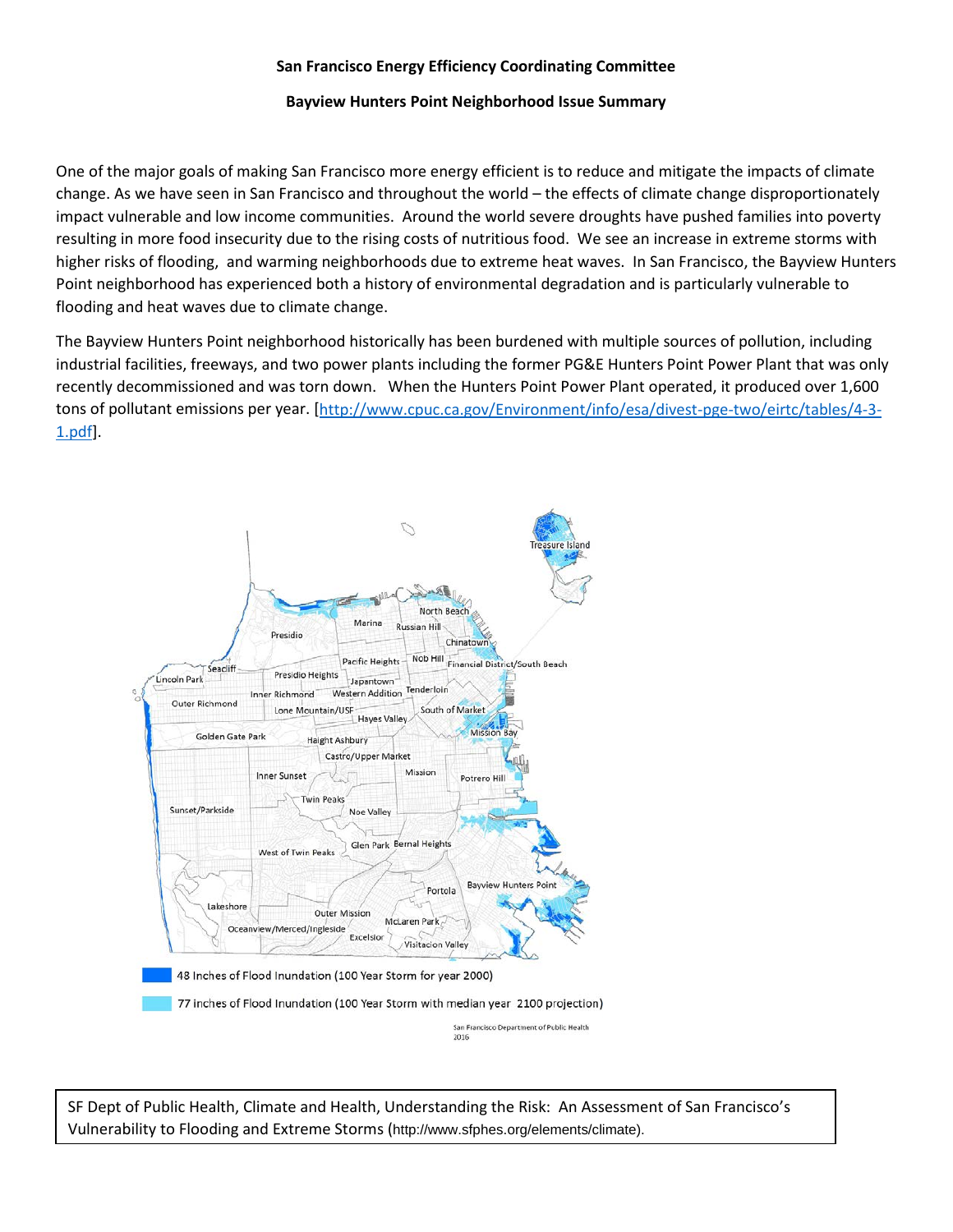**San Francisco Energy Efficiency Coordinating Committee**

**Bayview Hunters Point Neighborhood Issue Summary**

One of the major goals of making San Francisco more energy efficient is to reduce and mitigate the impacts of climate change. As we have seen in San Francisco and throughout the world – the effects of climate change disproportionately impact vulnerable and low income communities. Around the world severe droughts have pushed families into poverty resulting in more food insecurity due to the rising costs of nutritious food. We see an increase in extreme storms with higher risks of flooding, and warming neighborhoods due to extreme heat waves. In San Francisco, the Bayview Hunters Point neighborhood has experienced both a history of environmental degradation and is particularly vulnerable to flooding and heat waves due to climate change.

The Bayview Hunters Point neighborhood historically has been burdened with multiple sources of pollution, including industrial facilities, freeways, and two power plants including the former PG&E Hunters Point Power Plant that was only recently decommissioned and was torn down. When the Hunters Point Power Plant operated, it produced over 1,600 tons of pollutant emissions per year. [http://www.cpuc.ca.gov/Environment/info/esa/divest-pge-two/eirtc/tables/4-3-1.pdf].

48 Inches of Flood Inundation (100 Year Storm for year 2000)

77 inches of Flood Inundation (100 Year Storm with median year 2100 projection)

San Francisco Department of Public Health 2016

SF Dept of Public Health, Climate and Health, Understanding the Risk: An Assessment of San Francisco's Vulnerability to Flooding and Extreme Storms (http://www.sfphes.org/elements/climate).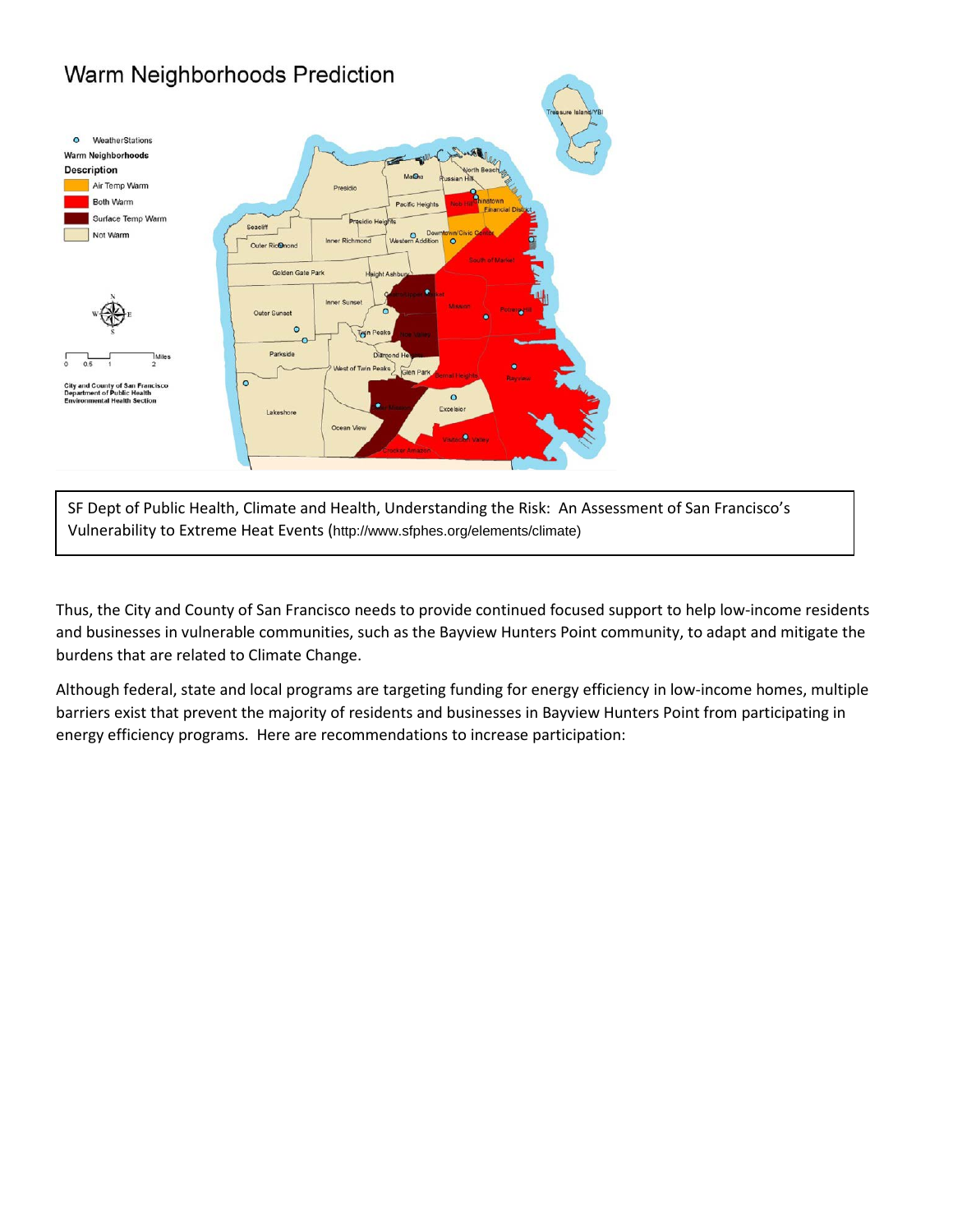## Warm Neighborhoods Prediction

WeatherStations

Warm Neighborhoods

Description

Air Temp Warm

Both Warm

Surface Temp Warm

Not Warm

Miles

0 0.5 1 2

City and County of San Francisco
Department of Public Health
Environmental Health Section

Treasure Island/YBI

Presidio

Marina

Russian Hill

North Beach

Nob Hill

Chinatown

Financial District

Pacific Heights

Presidio Heights

Seacliff

Outer Richmond

Inner Richmond

Western Addition

Downtown/Civic Center

South of Market

Golden Gate Park

Haight Ashbury

Castro/Upper Market

Inner Sunset

Outer Sunset

Mission

Potrero Hill

Twin Peaks

Noe Valley

Parkside

Diamond Heights

West of Twin Peaks

Glen Park

Bernal Heights

Bayview

Outer Mission

Excelsior

Lakeshore

Ocean View

Visitacion Valley

Crocker Amazon

SF Dept of Public Health, Climate and Health, Understanding the Risk: An Assessment of San Francisco's Vulnerability to Extreme Heat Events (http://www.sfphes.org/elements/climate)

Thus, the City and County of San Francisco needs to provide continued focused support to help low-income residents and businesses in vulnerable communities, such as the Bayview Hunters Point community, to adapt and mitigate the burdens that are related to Climate Change.

Although federal, state and local programs are targeting funding for energy efficiency in low-income homes, multiple barriers exist that prevent the majority of residents and businesses in Bayview Hunters Point from participating in energy efficiency programs. Here are recommendations to increase participation: